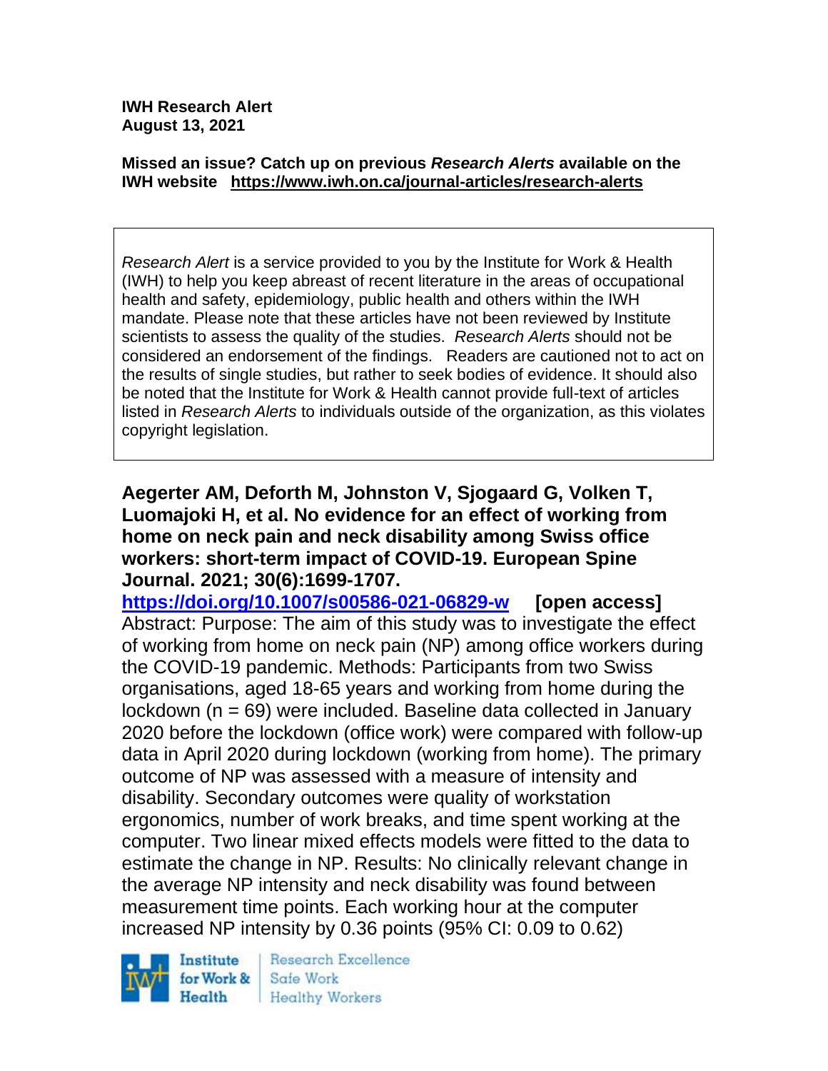**IWH Research Alert**
**August 13, 2021**

**Missed an issue? Catch up on previous *Research Alerts* available on the IWH website https://www.iwh.on.ca/journal-articles/research-alerts**

*Research Alert* is a service provided to you by the Institute for Work & Health (IWH) to help you keep abreast of recent literature in the areas of occupational health and safety, epidemiology, public health and others within the IWH mandate. Please note that these articles have not been reviewed by Institute scientists to assess the quality of the studies. *Research Alerts* should not be considered an endorsement of the findings. Readers are cautioned not to act on the results of single studies, but rather to seek bodies of evidence. It should also be noted that the Institute for Work & Health cannot provide full-text of articles listed in *Research Alerts* to individuals outside of the organization, as this violates copyright legislation.

**Aegerter AM, Deforth M, Johnston V, Sjogaard G, Volken T, Luomajoki H, et al. No evidence for an effect of working from home on neck pain and neck disability among Swiss office workers: short-term impact of COVID-19. European Spine Journal. 2021; 30(6):1699-1707.**
**https://doi.org/10.1007/s00586-021-06829-w [open access]**
Abstract: Purpose: The aim of this study was to investigate the effect of working from home on neck pain (NP) among office workers during the COVID-19 pandemic. Methods: Participants from two Swiss organisations, aged 18-65 years and working from home during the lockdown (n = 69) were included. Baseline data collected in January 2020 before the lockdown (office work) were compared with follow-up data in April 2020 during lockdown (working from home). The primary outcome of NP was assessed with a measure of intensity and disability. Secondary outcomes were quality of workstation ergonomics, number of work breaks, and time spent working at the computer. Two linear mixed effects models were fitted to the data to estimate the change in NP. Results: No clinically relevant change in the average NP intensity and neck disability was found between measurement time points. Each working hour at the computer increased NP intensity by 0.36 points (95% CI: 0.09 to 0.62)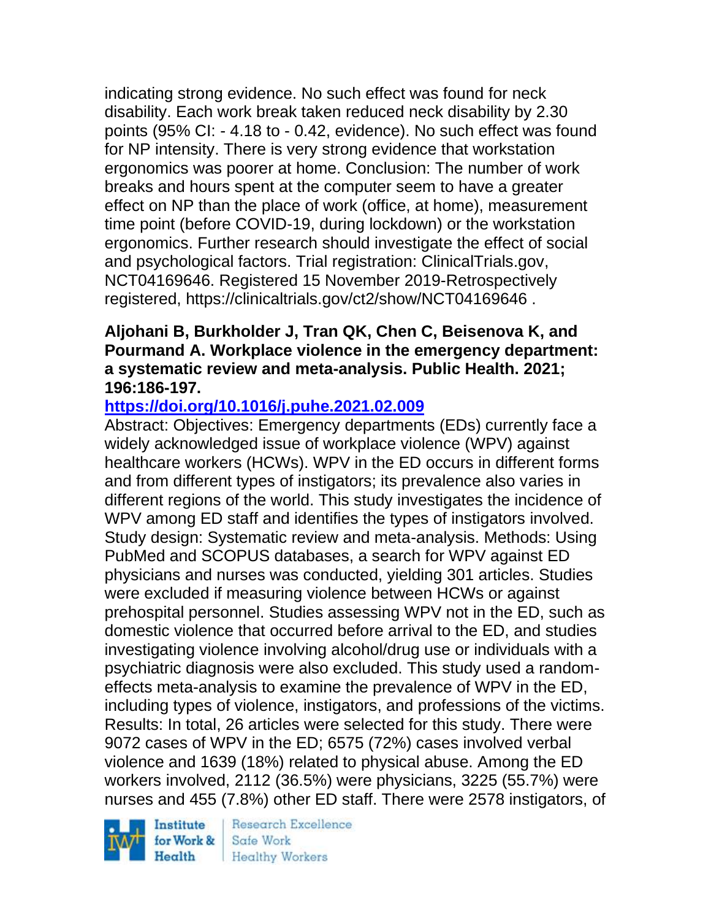indicating strong evidence. No such effect was found for neck disability. Each work break taken reduced neck disability by 2.30 points (95% CI: - 4.18 to - 0.42, evidence). No such effect was found for NP intensity. There is very strong evidence that workstation ergonomics was poorer at home. Conclusion: The number of work breaks and hours spent at the computer seem to have a greater effect on NP than the place of work (office, at home), measurement time point (before COVID-19, during lockdown) or the workstation ergonomics. Further research should investigate the effect of social and psychological factors. Trial registration: ClinicalTrials.gov, NCT04169646. Registered 15 November 2019-Retrospectively registered, https://clinicaltrials.gov/ct2/show/NCT04169646 .

**Aljohani B, Burkholder J, Tran QK, Chen C, Beisenova K, and Pourmand A. Workplace violence in the emergency department: a systematic review and meta-analysis. Public Health. 2021; 196:186-197.**

**https://doi.org/10.1016/j.puhe.2021.02.009**

Abstract: Objectives: Emergency departments (EDs) currently face a widely acknowledged issue of workplace violence (WPV) against healthcare workers (HCWs). WPV in the ED occurs in different forms and from different types of instigators; its prevalence also varies in different regions of the world. This study investigates the incidence of WPV among ED staff and identifies the types of instigators involved. Study design: Systematic review and meta-analysis. Methods: Using PubMed and SCOPUS databases, a search for WPV against ED physicians and nurses was conducted, yielding 301 articles. Studies were excluded if measuring violence between HCWs or against prehospital personnel. Studies assessing WPV not in the ED, such as domestic violence that occurred before arrival to the ED, and studies investigating violence involving alcohol/drug use or individuals with a psychiatric diagnosis were also excluded. This study used a random-effects meta-analysis to examine the prevalence of WPV in the ED, including types of violence, instigators, and professions of the victims. Results: In total, 26 articles were selected for this study. There were 9072 cases of WPV in the ED; 6575 (72%) cases involved verbal violence and 1639 (18%) related to physical abuse. Among the ED workers involved, 2112 (36.5%) were physicians, 3225 (55.7%) were nurses and 455 (7.8%) other ED staff. There were 2578 instigators, of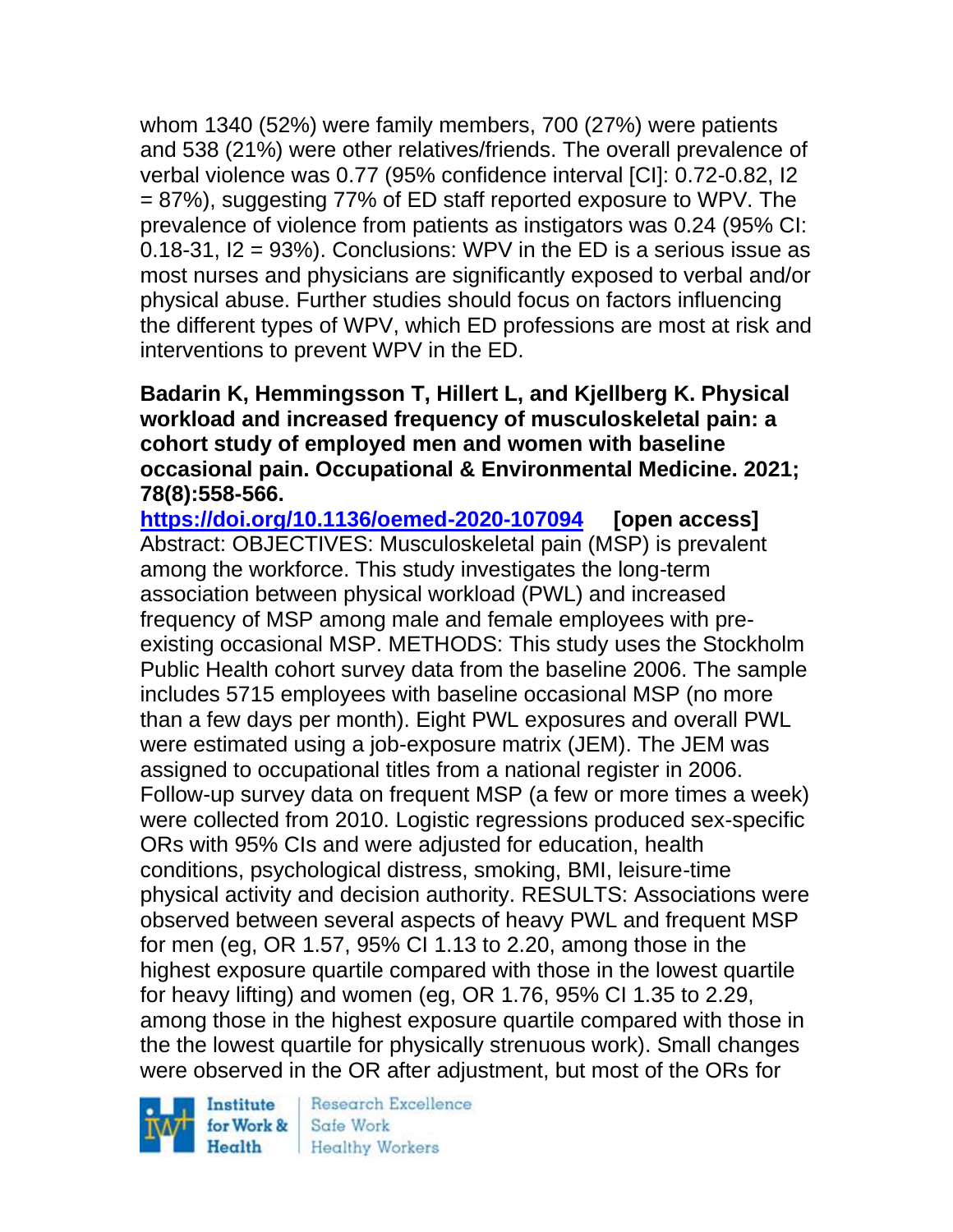whom 1340 (52%) were family members, 700 (27%) were patients and 538 (21%) were other relatives/friends. The overall prevalence of verbal violence was 0.77 (95% confidence interval [CI]: 0.72-0.82, I2 = 87%), suggesting 77% of ED staff reported exposure to WPV. The prevalence of violence from patients as instigators was 0.24 (95% CI: 0.18-31, I2 = 93%). Conclusions: WPV in the ED is a serious issue as most nurses and physicians are significantly exposed to verbal and/or physical abuse. Further studies should focus on factors influencing the different types of WPV, which ED professions are most at risk and interventions to prevent WPV in the ED.

**Badarin K, Hemmingsson T, Hillert L, and Kjellberg K. Physical workload and increased frequency of musculoskeletal pain: a cohort study of employed men and women with baseline occasional pain. Occupational & Environmental Medicine. 2021; 78(8):558-566.**

**https://doi.org/10.1136/oemed-2020-107094** **[open access]**

Abstract: OBJECTIVES: Musculoskeletal pain (MSP) is prevalent among the workforce. This study investigates the long-term association between physical workload (PWL) and increased frequency of MSP among male and female employees with pre-existing occasional MSP. METHODS: This study uses the Stockholm Public Health cohort survey data from the baseline 2006. The sample includes 5715 employees with baseline occasional MSP (no more than a few days per month). Eight PWL exposures and overall PWL were estimated using a job-exposure matrix (JEM). The JEM was assigned to occupational titles from a national register in 2006. Follow-up survey data on frequent MSP (a few or more times a week) were collected from 2010. Logistic regressions produced sex-specific ORs with 95% CIs and were adjusted for education, health conditions, psychological distress, smoking, BMI, leisure-time physical activity and decision authority. RESULTS: Associations were observed between several aspects of heavy PWL and frequent MSP for men (eg, OR 1.57, 95% CI 1.13 to 2.20, among those in the highest exposure quartile compared with those in the lowest quartile for heavy lifting) and women (eg, OR 1.76, 95% CI 1.35 to 2.29, among those in the highest exposure quartile compared with those in the the lowest quartile for physically strenuous work). Small changes were observed in the OR after adjustment, but most of the ORs for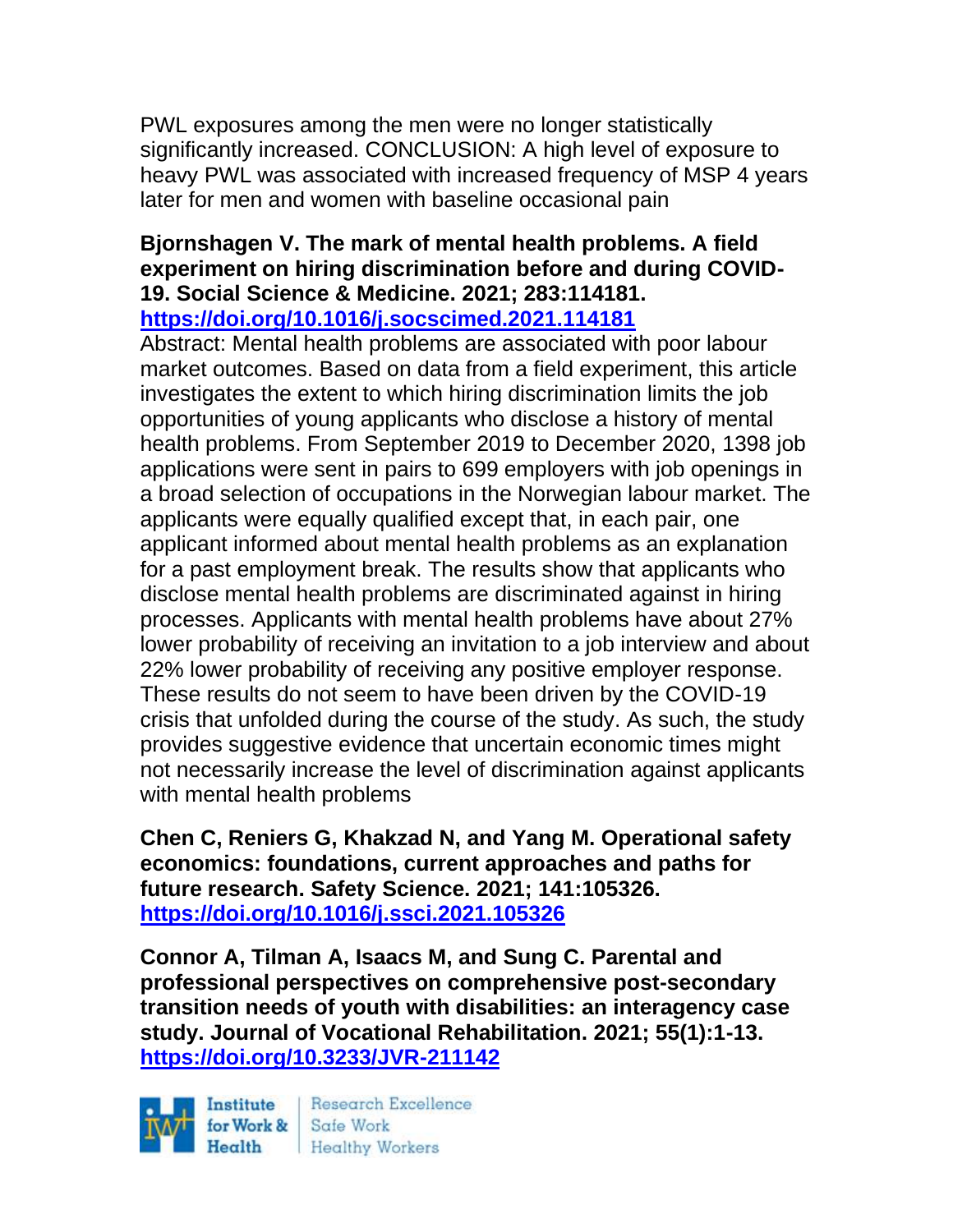PWL exposures among the men were no longer statistically significantly increased. CONCLUSION: A high level of exposure to heavy PWL was associated with increased frequency of MSP 4 years later for men and women with baseline occasional pain

**Bjornshagen V. The mark of mental health problems. A field experiment on hiring discrimination before and during COVID-19. Social Science & Medicine. 2021; 283:114181. [https://doi.org/10.1016/j.socscimed.2021.114181](https://doi.org/10.1016/j.socscimed.2021.114181)**

Abstract: Mental health problems are associated with poor labour market outcomes. Based on data from a field experiment, this article investigates the extent to which hiring discrimination limits the job opportunities of young applicants who disclose a history of mental health problems. From September 2019 to December 2020, 1398 job applications were sent in pairs to 699 employers with job openings in a broad selection of occupations in the Norwegian labour market. The applicants were equally qualified except that, in each pair, one applicant informed about mental health problems as an explanation for a past employment break. The results show that applicants who disclose mental health problems are discriminated against in hiring processes. Applicants with mental health problems have about 27% lower probability of receiving an invitation to a job interview and about 22% lower probability of receiving any positive employer response. These results do not seem to have been driven by the COVID-19 crisis that unfolded during the course of the study. As such, the study provides suggestive evidence that uncertain economic times might not necessarily increase the level of discrimination against applicants with mental health problems

**Chen C, Reniers G, Khakzad N, and Yang M. Operational safety economics: foundations, current approaches and paths for future research. Safety Science. 2021; 141:105326. [https://doi.org/10.1016/j.ssci.2021.105326](https://doi.org/10.1016/j.ssci.2021.105326)**

**Connor A, Tilman A, Isaacs M, and Sung C. Parental and professional perspectives on comprehensive post-secondary transition needs of youth with disabilities: an interagency case study. Journal of Vocational Rehabilitation. 2021; 55(1):1-13. [https://doi.org/10.3233/JVR-211142](https://doi.org/10.3233/JVR-211142)**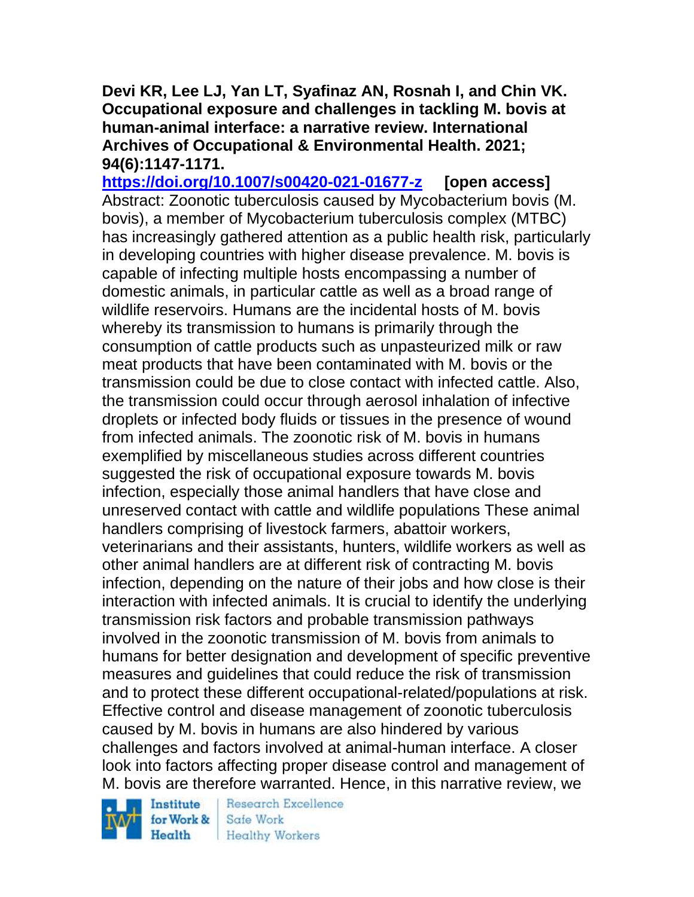**Devi KR, Lee LJ, Yan LT, Syafinaz AN, Rosnah I, and Chin VK. Occupational exposure and challenges in tackling M. bovis at human-animal interface: a narrative review. International Archives of Occupational & Environmental Health. 2021; 94(6):1147-1171.**

**https://doi.org/10.1007/s00420-021-01677-z [open access]**

Abstract: Zoonotic tuberculosis caused by Mycobacterium bovis (M. bovis), a member of Mycobacterium tuberculosis complex (MTBC) has increasingly gathered attention as a public health risk, particularly in developing countries with higher disease prevalence. M. bovis is capable of infecting multiple hosts encompassing a number of domestic animals, in particular cattle as well as a broad range of wildlife reservoirs. Humans are the incidental hosts of M. bovis whereby its transmission to humans is primarily through the consumption of cattle products such as unpasteurized milk or raw meat products that have been contaminated with M. bovis or the transmission could be due to close contact with infected cattle. Also, the transmission could occur through aerosol inhalation of infective droplets or infected body fluids or tissues in the presence of wound from infected animals. The zoonotic risk of M. bovis in humans exemplified by miscellaneous studies across different countries suggested the risk of occupational exposure towards M. bovis infection, especially those animal handlers that have close and unreserved contact with cattle and wildlife populations These animal handlers comprising of livestock farmers, abattoir workers, veterinarians and their assistants, hunters, wildlife workers as well as other animal handlers are at different risk of contracting M. bovis infection, depending on the nature of their jobs and how close is their interaction with infected animals. It is crucial to identify the underlying transmission risk factors and probable transmission pathways involved in the zoonotic transmission of M. bovis from animals to humans for better designation and development of specific preventive measures and guidelines that could reduce the risk of transmission and to protect these different occupational-related/populations at risk. Effective control and disease management of zoonotic tuberculosis caused by M. bovis in humans are also hindered by various challenges and factors involved at animal-human interface. A closer look into factors affecting proper disease control and management of M. bovis are therefore warranted. Hence, in this narrative review, we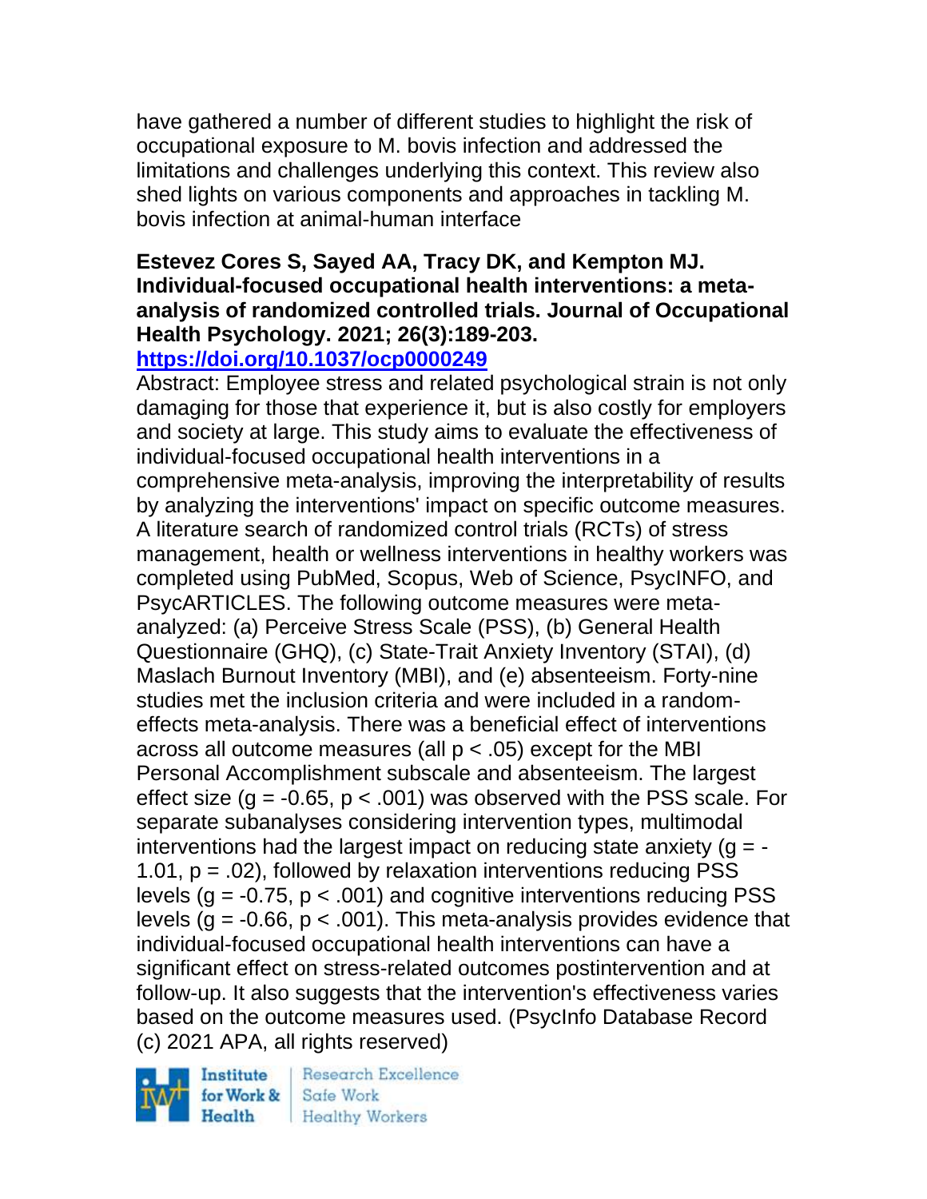have gathered a number of different studies to highlight the risk of occupational exposure to M. bovis infection and addressed the limitations and challenges underlying this context. This review also shed lights on various components and approaches in tackling M. bovis infection at animal-human interface

**Estevez Cores S, Sayed AA, Tracy DK, and Kempton MJ. Individual-focused occupational health interventions: a meta-analysis of randomized controlled trials. Journal of Occupational Health Psychology. 2021; 26(3):189-203.**
**https://doi.org/10.1037/ocp0000249**

Abstract: Employee stress and related psychological strain is not only damaging for those that experience it, but is also costly for employers and society at large. This study aims to evaluate the effectiveness of individual-focused occupational health interventions in a comprehensive meta-analysis, improving the interpretability of results by analyzing the interventions' impact on specific outcome measures. A literature search of randomized control trials (RCTs) of stress management, health or wellness interventions in healthy workers was completed using PubMed, Scopus, Web of Science, PsycINFO, and PsycARTICLES. The following outcome measures were meta-analyzed: (a) Perceive Stress Scale (PSS), (b) General Health Questionnaire (GHQ), (c) State-Trait Anxiety Inventory (STAI), (d) Maslach Burnout Inventory (MBI), and (e) absenteeism. Forty-nine studies met the inclusion criteria and were included in a random-effects meta-analysis. There was a beneficial effect of interventions across all outcome measures (all $p < .05$) except for the MBI Personal Accomplishment subscale and absenteeism. The largest effect size ($g = -0.65$, $p < .001$) was observed with the PSS scale. For separate subanalyses considering intervention types, multimodal interventions had the largest impact on reducing state anxiety ($g = -1.01$, $p = .02$), followed by relaxation interventions reducing PSS levels ($g = -0.75$, $p < .001$) and cognitive interventions reducing PSS levels ($g = -0.66$, $p < .001$). This meta-analysis provides evidence that individual-focused occupational health interventions can have a significant effect on stress-related outcomes postintervention and at follow-up. It also suggests that the intervention's effectiveness varies based on the outcome measures used. (PsycInfo Database Record (c) 2021 APA, all rights reserved)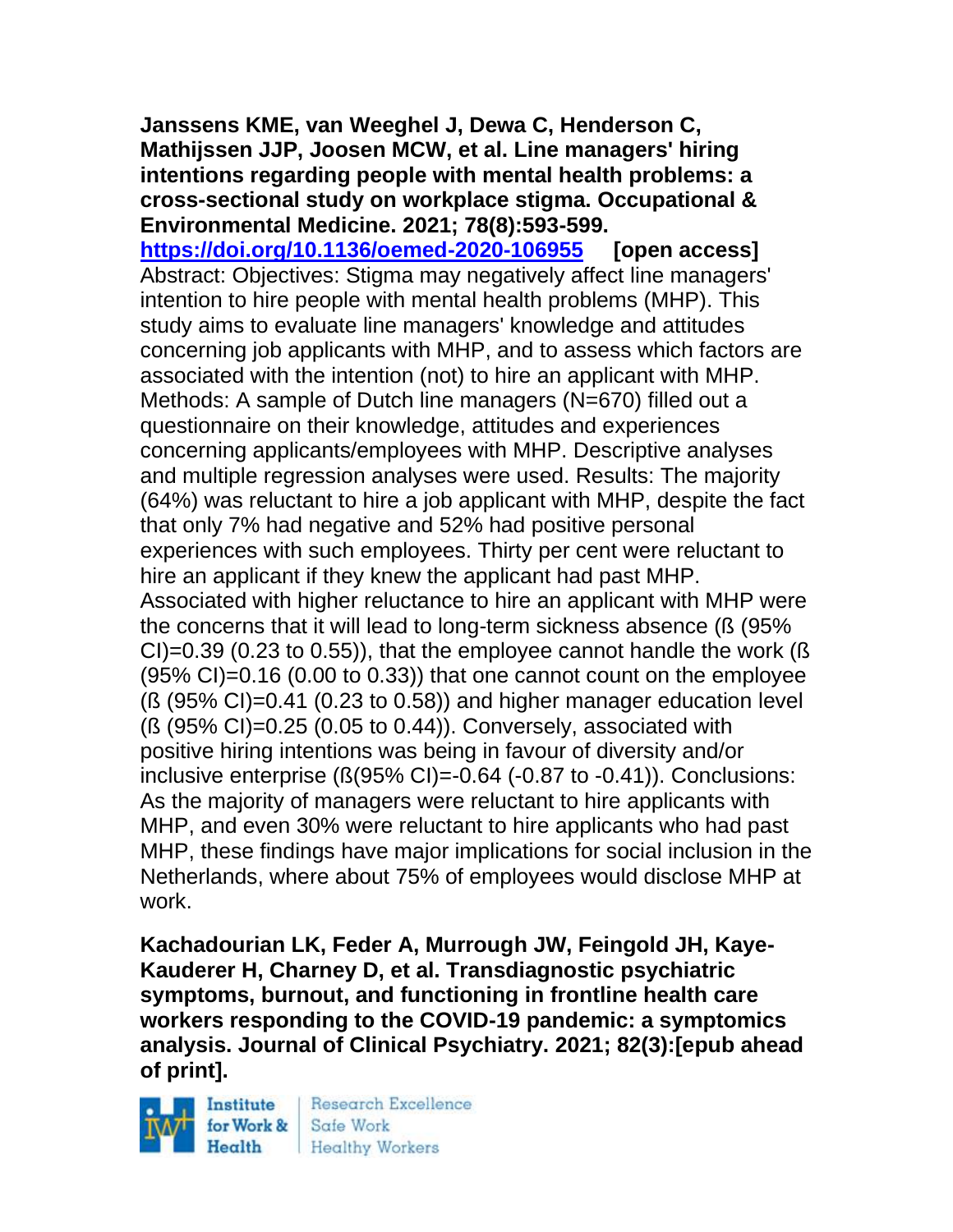**Janssens KME, van Weeghel J, Dewa C, Henderson C, Mathijssen JJP, Joosen MCW, et al. Line managers' hiring intentions regarding people with mental health problems: a cross-sectional study on workplace stigma. Occupational & Environmental Medicine. 2021; 78(8):593-599.**
**https://doi.org/10.1136/oemed-2020-106955** **[open access]**
Abstract: Objectives: Stigma may negatively affect line managers' intention to hire people with mental health problems (MHP). This study aims to evaluate line managers' knowledge and attitudes concerning job applicants with MHP, and to assess which factors are associated with the intention (not) to hire an applicant with MHP. Methods: A sample of Dutch line managers (N=670) filled out a questionnaire on their knowledge, attitudes and experiences concerning applicants/employees with MHP. Descriptive analyses and multiple regression analyses were used. Results: The majority (64%) was reluctant to hire a job applicant with MHP, despite the fact that only 7% had negative and 52% had positive personal experiences with such employees. Thirty per cent were reluctant to hire an applicant if they knew the applicant had past MHP. Associated with higher reluctance to hire an applicant with MHP were the concerns that it will lead to long-term sickness absence (ß (95% CI)=0.39 (0.23 to 0.55)), that the employee cannot handle the work (ß (95% CI)=0.16 (0.00 to 0.33)) that one cannot count on the employee (ß (95% CI)=0.41 (0.23 to 0.58)) and higher manager education level (ß (95% CI)=0.25 (0.05 to 0.44)). Conversely, associated with positive hiring intentions was being in favour of diversity and/or inclusive enterprise (ß(95% CI)=-0.64 (-0.87 to -0.41)). Conclusions: As the majority of managers were reluctant to hire applicants with MHP, and even 30% were reluctant to hire applicants who had past MHP, these findings have major implications for social inclusion in the Netherlands, where about 75% of employees would disclose MHP at work.

**Kachadourian LK, Feder A, Murrough JW, Feingold JH, Kaye-Kauderer H, Charney D, et al. Transdiagnostic psychiatric symptoms, burnout, and functioning in frontline health care workers responding to the COVID-19 pandemic: a symptomics analysis. Journal of Clinical Psychiatry. 2021; 82(3):[epub ahead of print].**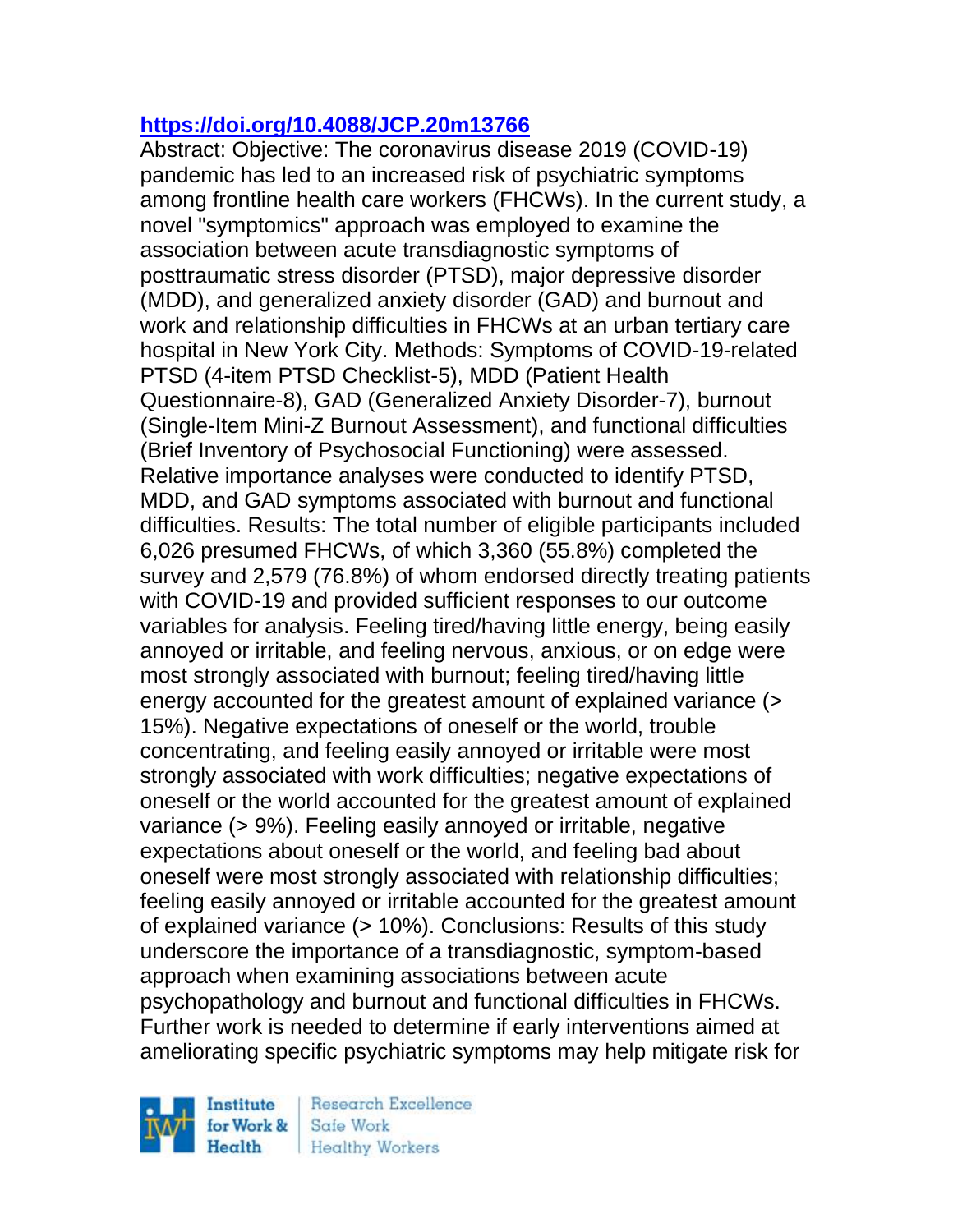**https://doi.org/10.4088/JCP.20m13766**

Abstract: Objective: The coronavirus disease 2019 (COVID-19) pandemic has led to an increased risk of psychiatric symptoms among frontline health care workers (FHCWs). In the current study, a novel "symptomics" approach was employed to examine the association between acute transdiagnostic symptoms of posttraumatic stress disorder (PTSD), major depressive disorder (MDD), and generalized anxiety disorder (GAD) and burnout and work and relationship difficulties in FHCWs at an urban tertiary care hospital in New York City. Methods: Symptoms of COVID-19-related PTSD (4-item PTSD Checklist-5), MDD (Patient Health Questionnaire-8), GAD (Generalized Anxiety Disorder-7), burnout (Single-Item Mini-Z Burnout Assessment), and functional difficulties (Brief Inventory of Psychosocial Functioning) were assessed. Relative importance analyses were conducted to identify PTSD, MDD, and GAD symptoms associated with burnout and functional difficulties. Results: The total number of eligible participants included 6,026 presumed FHCWs, of which 3,360 (55.8%) completed the survey and 2,579 (76.8%) of whom endorsed directly treating patients with COVID-19 and provided sufficient responses to our outcome variables for analysis. Feeling tired/having little energy, being easily annoyed or irritable, and feeling nervous, anxious, or on edge were most strongly associated with burnout; feeling tired/having little energy accounted for the greatest amount of explained variance (> 15%). Negative expectations of oneself or the world, trouble concentrating, and feeling easily annoyed or irritable were most strongly associated with work difficulties; negative expectations of oneself or the world accounted for the greatest amount of explained variance (> 9%). Feeling easily annoyed or irritable, negative expectations about oneself or the world, and feeling bad about oneself were most strongly associated with relationship difficulties; feeling easily annoyed or irritable accounted for the greatest amount of explained variance (> 10%). Conclusions: Results of this study underscore the importance of a transdiagnostic, symptom-based approach when examining associations between acute psychopathology and burnout and functional difficulties in FHCWs. Further work is needed to determine if early interventions aimed at ameliorating specific psychiatric symptoms may help mitigate risk for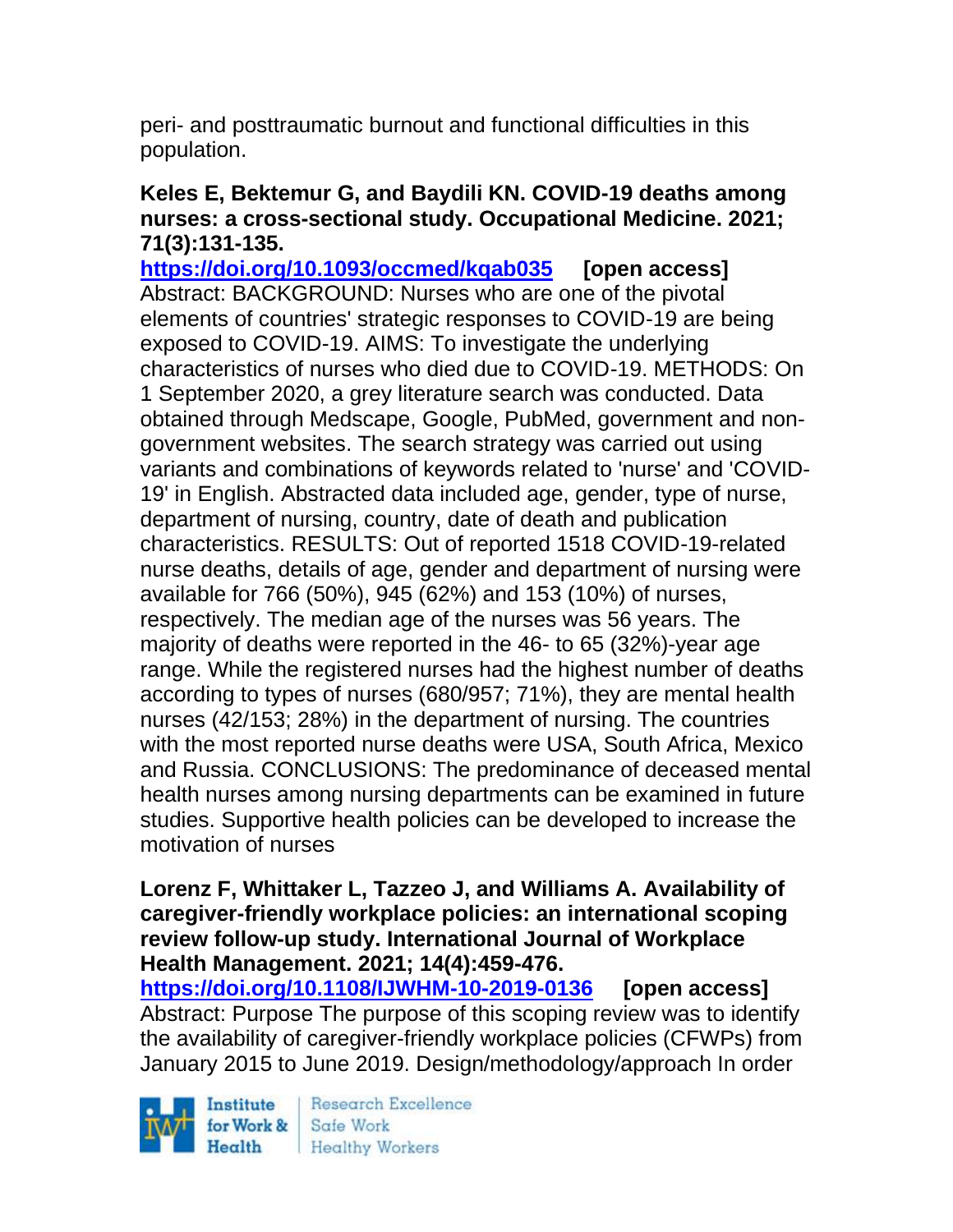peri- and posttraumatic burnout and functional difficulties in this population.

**Keles E, Bektemur G, and Baydili KN. COVID-19 deaths among nurses: a cross-sectional study. Occupational Medicine. 2021; 71(3):131-135.**

**https://doi.org/10.1093/occmed/kqab035 [open access]**

Abstract: BACKGROUND: Nurses who are one of the pivotal elements of countries' strategic responses to COVID-19 are being exposed to COVID-19. AIMS: To investigate the underlying characteristics of nurses who died due to COVID-19. METHODS: On 1 September 2020, a grey literature search was conducted. Data obtained through Medscape, Google, PubMed, government and non-government websites. The search strategy was carried out using variants and combinations of keywords related to 'nurse' and 'COVID-19' in English. Abstracted data included age, gender, type of nurse, department of nursing, country, date of death and publication characteristics. RESULTS: Out of reported 1518 COVID-19-related nurse deaths, details of age, gender and department of nursing were available for 766 (50%), 945 (62%) and 153 (10%) of nurses, respectively. The median age of the nurses was 56 years. The majority of deaths were reported in the 46- to 65 (32%)-year age range. While the registered nurses had the highest number of deaths according to types of nurses (680/957; 71%), they are mental health nurses (42/153; 28%) in the department of nursing. The countries with the most reported nurse deaths were USA, South Africa, Mexico and Russia. CONCLUSIONS: The predominance of deceased mental health nurses among nursing departments can be examined in future studies. Supportive health policies can be developed to increase the motivation of nurses

**Lorenz F, Whittaker L, Tazzeo J, and Williams A. Availability of caregiver-friendly workplace policies: an international scoping review follow-up study. International Journal of Workplace Health Management. 2021; 14(4):459-476.**

**https://doi.org/10.1108/IJWHM-10-2019-0136 [open access]**

Abstract: Purpose The purpose of this scoping review was to identify the availability of caregiver-friendly workplace policies (CFWPs) from January 2015 to June 2019. Design/methodology/approach In order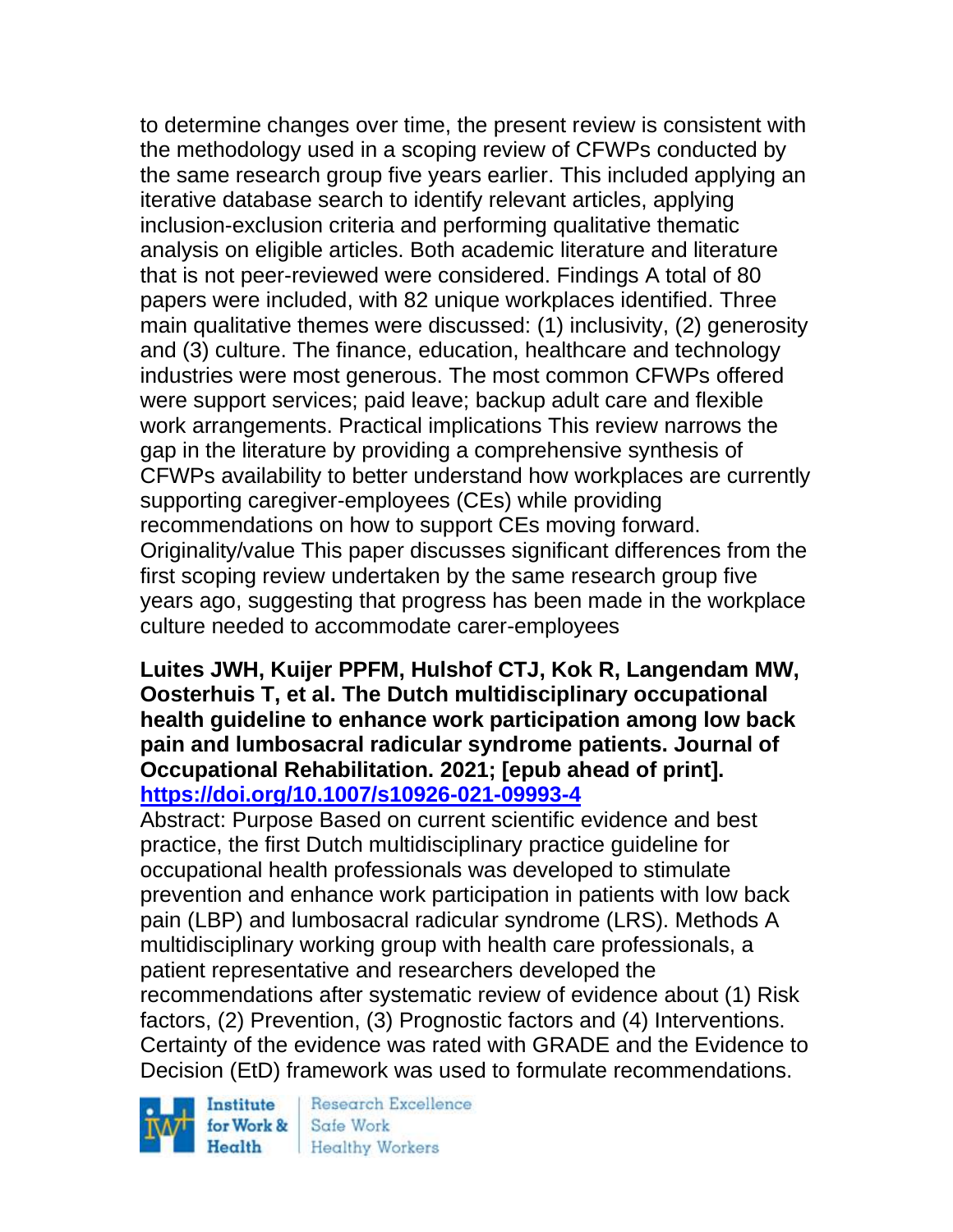to determine changes over time, the present review is consistent with the methodology used in a scoping review of CFWPs conducted by the same research group five years earlier. This included applying an iterative database search to identify relevant articles, applying inclusion-exclusion criteria and performing qualitative thematic analysis on eligible articles. Both academic literature and literature that is not peer-reviewed were considered. Findings A total of 80 papers were included, with 82 unique workplaces identified. Three main qualitative themes were discussed: (1) inclusivity, (2) generosity and (3) culture. The finance, education, healthcare and technology industries were most generous. The most common CFWPs offered were support services; paid leave; backup adult care and flexible work arrangements. Practical implications This review narrows the gap in the literature by providing a comprehensive synthesis of CFWPs availability to better understand how workplaces are currently supporting caregiver-employees (CEs) while providing recommendations on how to support CEs moving forward. Originality/value This paper discusses significant differences from the first scoping review undertaken by the same research group five years ago, suggesting that progress has been made in the workplace culture needed to accommodate carer-employees

**Luites JWH, Kuijer PPFM, Hulshof CTJ, Kok R, Langendam MW, Oosterhuis T, et al. The Dutch multidisciplinary occupational health guideline to enhance work participation among low back pain and lumbosacral radicular syndrome patients. Journal of Occupational Rehabilitation. 2021; [epub ahead of print].**
**https://doi.org/10.1007/s10926-021-09993-4**

Abstract: Purpose Based on current scientific evidence and best practice, the first Dutch multidisciplinary practice guideline for occupational health professionals was developed to stimulate prevention and enhance work participation in patients with low back pain (LBP) and lumbosacral radicular syndrome (LRS). Methods A multidisciplinary working group with health care professionals, a patient representative and researchers developed the recommendations after systematic review of evidence about (1) Risk factors, (2) Prevention, (3) Prognostic factors and (4) Interventions. Certainty of the evidence was rated with GRADE and the Evidence to Decision (EtD) framework was used to formulate recommendations.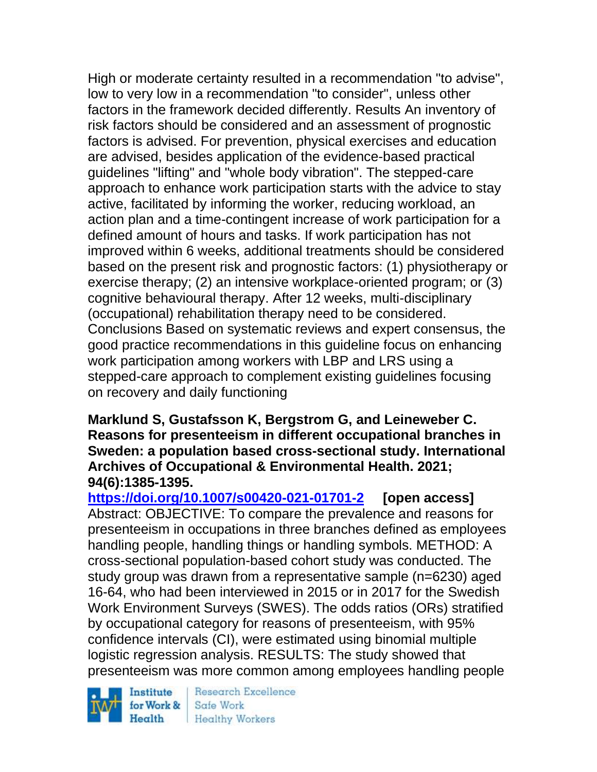High or moderate certainty resulted in a recommendation "to advise", low to very low in a recommendation "to consider", unless other factors in the framework decided differently. Results An inventory of risk factors should be considered and an assessment of prognostic factors is advised. For prevention, physical exercises and education are advised, besides application of the evidence-based practical guidelines "lifting" and "whole body vibration". The stepped-care approach to enhance work participation starts with the advice to stay active, facilitated by informing the worker, reducing workload, an action plan and a time-contingent increase of work participation for a defined amount of hours and tasks. If work participation has not improved within 6 weeks, additional treatments should be considered based on the present risk and prognostic factors: (1) physiotherapy or exercise therapy; (2) an intensive workplace-oriented program; or (3) cognitive behavioural therapy. After 12 weeks, multi-disciplinary (occupational) rehabilitation therapy need to be considered. Conclusions Based on systematic reviews and expert consensus, the good practice recommendations in this guideline focus on enhancing work participation among workers with LBP and LRS using a stepped-care approach to complement existing guidelines focusing on recovery and daily functioning

**Marklund S, Gustafsson K, Bergstrom G, and Leineweber C. Reasons for presenteeism in different occupational branches in Sweden: a population based cross-sectional study. International Archives of Occupational & Environmental Health. 2021; 94(6):1385-1395.**

**https://doi.org/10.1007/s00420-021-01701-2** **[open access]**

Abstract: OBJECTIVE: To compare the prevalence and reasons for presenteeism in occupations in three branches defined as employees handling people, handling things or handling symbols. METHOD: A cross-sectional population-based cohort study was conducted. The study group was drawn from a representative sample (n=6230) aged 16-64, who had been interviewed in 2015 or in 2017 for the Swedish Work Environment Surveys (SWES). The odds ratios (ORs) stratified by occupational category for reasons of presenteeism, with 95% confidence intervals (CI), were estimated using binomial multiple logistic regression analysis. RESULTS: The study showed that presenteeism was more common among employees handling people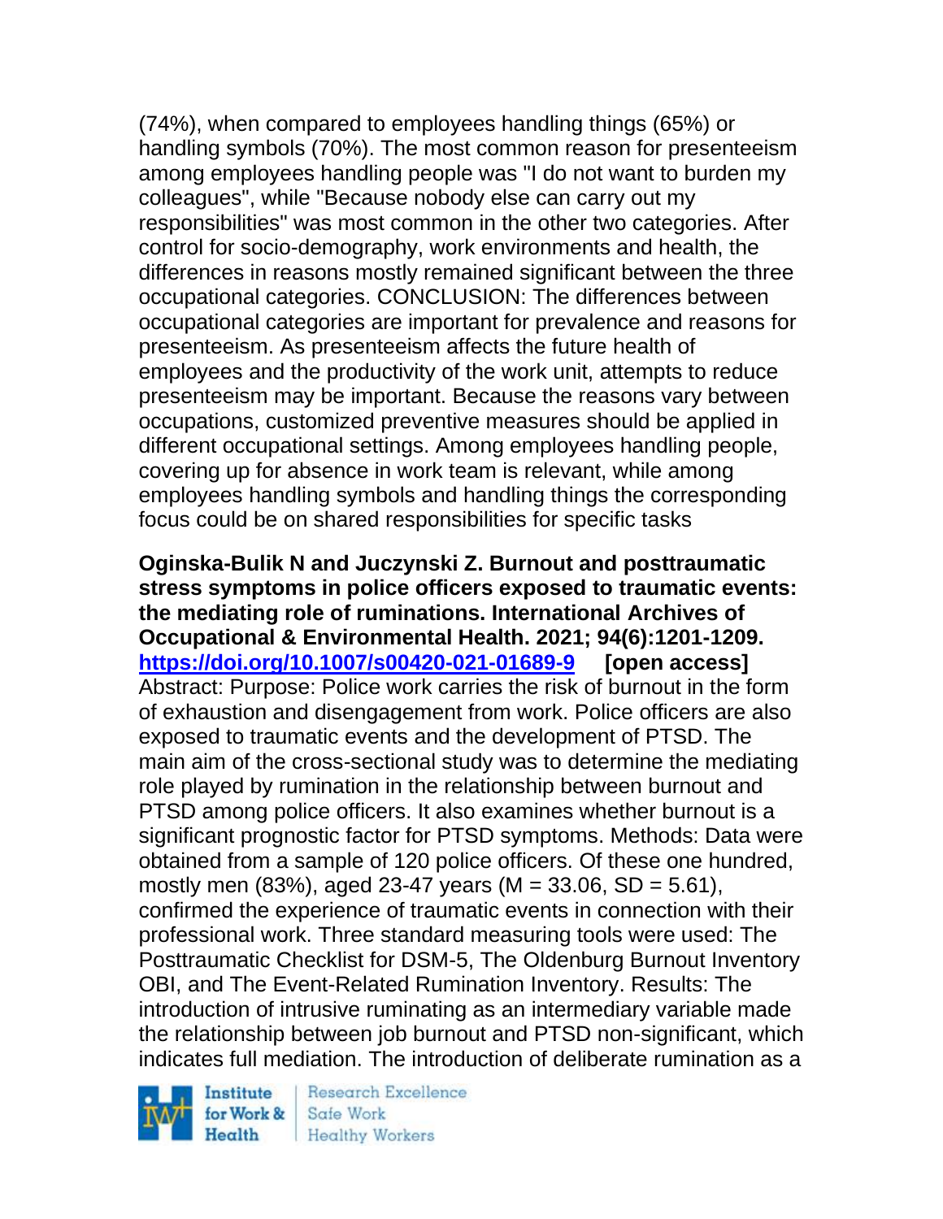(74%), when compared to employees handling things (65%) or handling symbols (70%). The most common reason for presenteeism among employees handling people was "I do not want to burden my colleagues", while "Because nobody else can carry out my responsibilities" was most common in the other two categories. After control for socio-demography, work environments and health, the differences in reasons mostly remained significant between the three occupational categories. CONCLUSION: The differences between occupational categories are important for prevalence and reasons for presenteeism. As presenteeism affects the future health of employees and the productivity of the work unit, attempts to reduce presenteeism may be important. Because the reasons vary between occupations, customized preventive measures should be applied in different occupational settings. Among employees handling people, covering up for absence in work team is relevant, while among employees handling symbols and handling things the corresponding focus could be on shared responsibilities for specific tasks

**Oginska-Bulik N and Juczynski Z. Burnout and posttraumatic stress symptoms in police officers exposed to traumatic events: the mediating role of ruminations. International Archives of Occupational & Environmental Health. 2021; 94(6):1201-1209. https://doi.org/10.1007/s00420-021-01689-9 [open access]**
Abstract: Purpose: Police work carries the risk of burnout in the form of exhaustion and disengagement from work. Police officers are also exposed to traumatic events and the development of PTSD. The main aim of the cross-sectional study was to determine the mediating role played by rumination in the relationship between burnout and PTSD among police officers. It also examines whether burnout is a significant prognostic factor for PTSD symptoms. Methods: Data were obtained from a sample of 120 police officers. Of these one hundred, mostly men (83%), aged 23-47 years (M = 33.06, SD = 5.61), confirmed the experience of traumatic events in connection with their professional work. Three standard measuring tools were used: The Posttraumatic Checklist for DSM-5, The Oldenburg Burnout Inventory OBI, and The Event-Related Rumination Inventory. Results: The introduction of intrusive ruminating as an intermediary variable made the relationship between job burnout and PTSD non-significant, which indicates full mediation. The introduction of deliberate rumination as a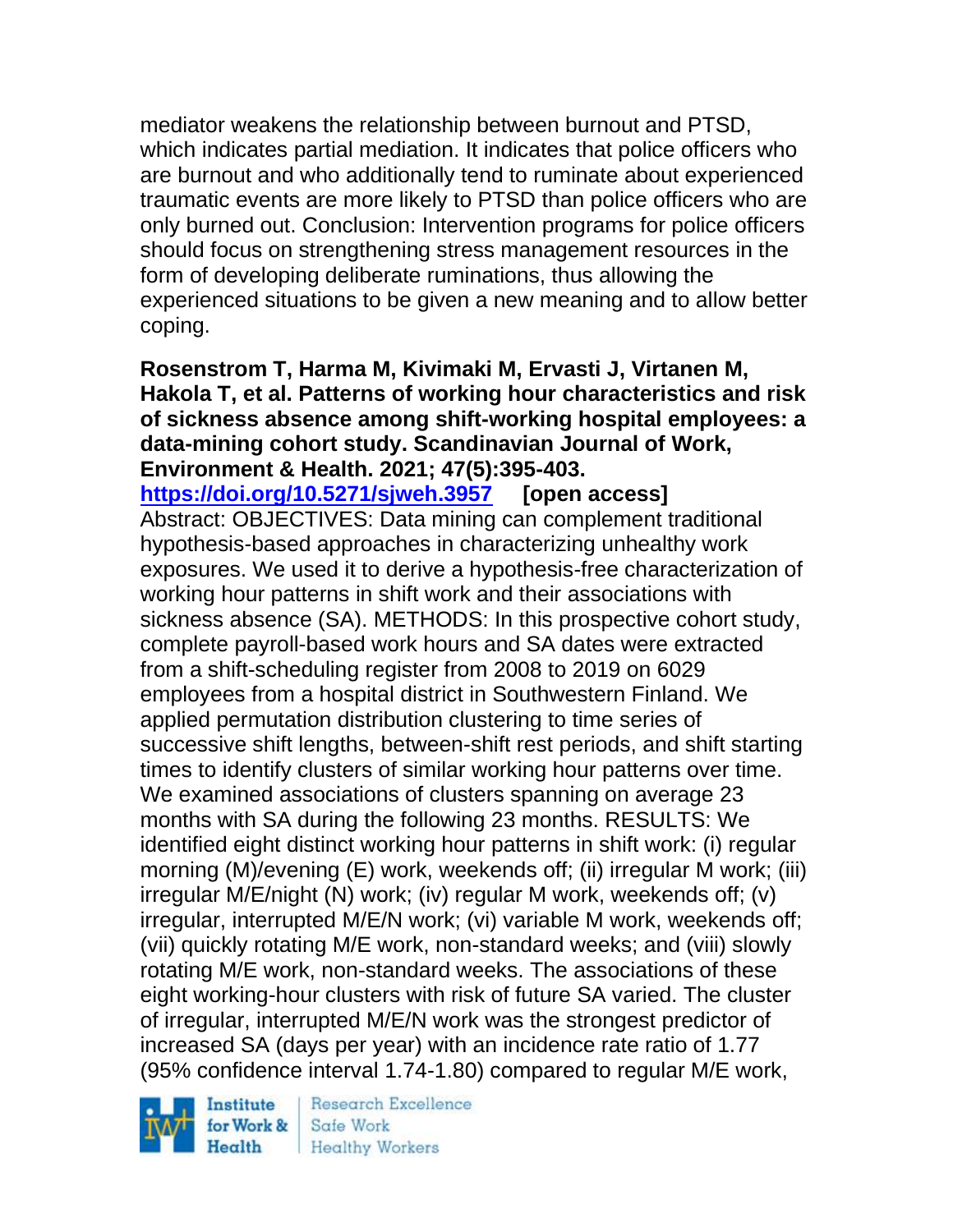mediator weakens the relationship between burnout and PTSD, which indicates partial mediation. It indicates that police officers who are burnout and who additionally tend to ruminate about experienced traumatic events are more likely to PTSD than police officers who are only burned out. Conclusion: Intervention programs for police officers should focus on strengthening stress management resources in the form of developing deliberate ruminations, thus allowing the experienced situations to be given a new meaning and to allow better coping.

**Rosenstrom T, Harma M, Kivimaki M, Ervasti J, Virtanen M, Hakola T, et al. Patterns of working hour characteristics and risk of sickness absence among shift-working hospital employees: a data-mining cohort study. Scandinavian Journal of Work, Environment & Health. 2021; 47(5):395-403.**
**https://doi.org/10.5271/sjweh.3957 [open access]**
Abstract: OBJECTIVES: Data mining can complement traditional hypothesis-based approaches in characterizing unhealthy work exposures. We used it to derive a hypothesis-free characterization of working hour patterns in shift work and their associations with sickness absence (SA). METHODS: In this prospective cohort study, complete payroll-based work hours and SA dates were extracted from a shift-scheduling register from 2008 to 2019 on 6029 employees from a hospital district in Southwestern Finland. We applied permutation distribution clustering to time series of successive shift lengths, between-shift rest periods, and shift starting times to identify clusters of similar working hour patterns over time. We examined associations of clusters spanning on average 23 months with SA during the following 23 months. RESULTS: We identified eight distinct working hour patterns in shift work: (i) regular morning (M)/evening (E) work, weekends off; (ii) irregular M work; (iii) irregular M/E/night (N) work; (iv) regular M work, weekends off; (v) irregular, interrupted M/E/N work; (vi) variable M work, weekends off; (vii) quickly rotating M/E work, non-standard weeks; and (viii) slowly rotating M/E work, non-standard weeks. The associations of these eight working-hour clusters with risk of future SA varied. The cluster of irregular, interrupted M/E/N work was the strongest predictor of increased SA (days per year) with an incidence rate ratio of 1.77 (95% confidence interval 1.74-1.80) compared to regular M/E work,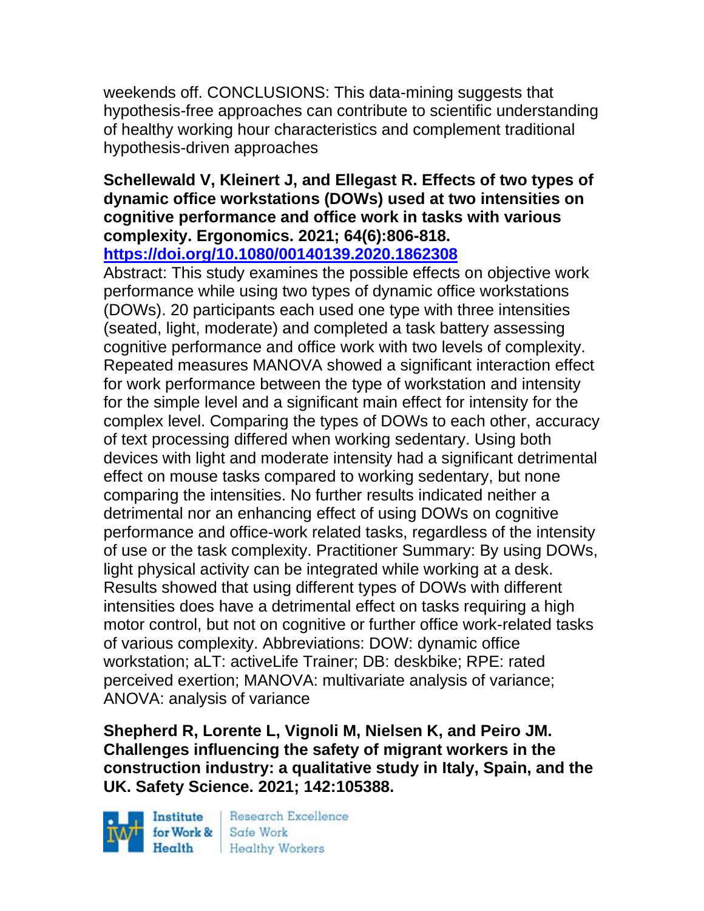weekends off. CONCLUSIONS: This data-mining suggests that hypothesis-free approaches can contribute to scientific understanding of healthy working hour characteristics and complement traditional hypothesis-driven approaches

**Schellewald V, Kleinert J, and Ellegast R. Effects of two types of dynamic office workstations (DOWs) used at two intensities on cognitive performance and office work in tasks with various complexity. Ergonomics. 2021; 64(6):806-818.**
**https://doi.org/10.1080/00140139.2020.1862308**

Abstract: This study examines the possible effects on objective work performance while using two types of dynamic office workstations (DOWs). 20 participants each used one type with three intensities (seated, light, moderate) and completed a task battery assessing cognitive performance and office work with two levels of complexity. Repeated measures MANOVA showed a significant interaction effect for work performance between the type of workstation and intensity for the simple level and a significant main effect for intensity for the complex level. Comparing the types of DOWs to each other, accuracy of text processing differed when working sedentary. Using both devices with light and moderate intensity had a significant detrimental effect on mouse tasks compared to working sedentary, but none comparing the intensities. No further results indicated neither a detrimental nor an enhancing effect of using DOWs on cognitive performance and office-work related tasks, regardless of the intensity of use or the task complexity. Practitioner Summary: By using DOWs, light physical activity can be integrated while working at a desk. Results showed that using different types of DOWs with different intensities does have a detrimental effect on tasks requiring a high motor control, but not on cognitive or further office work-related tasks of various complexity. Abbreviations: DOW: dynamic office workstation; aLT: activeLife Trainer; DB: deskbike; RPE: rated perceived exertion; MANOVA: multivariate analysis of variance; ANOVA: analysis of variance

**Shepherd R, Lorente L, Vignoli M, Nielsen K, and Peiro JM. Challenges influencing the safety of migrant workers in the construction industry: a qualitative study in Italy, Spain, and the UK. Safety Science. 2021; 142:105388.**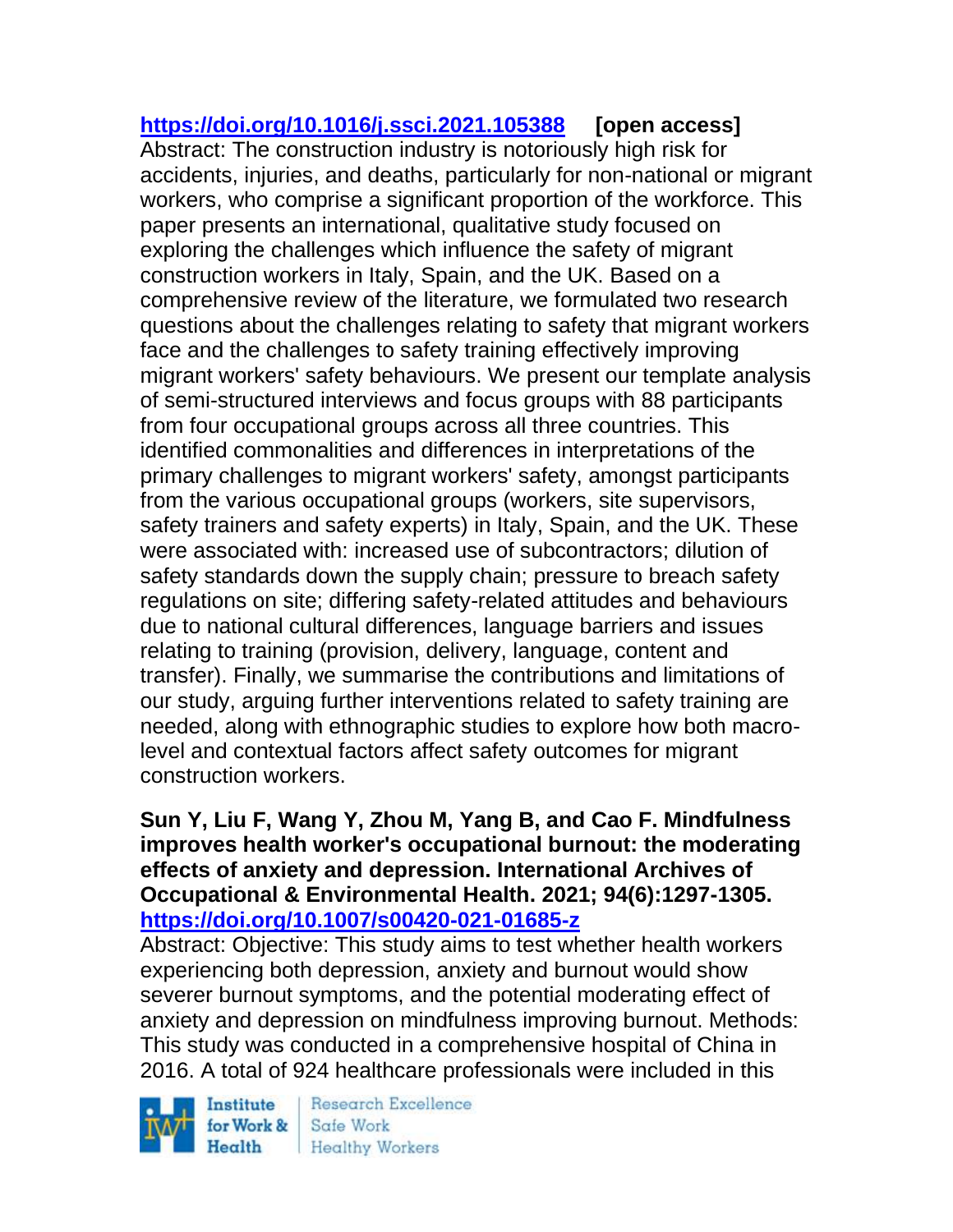https://doi.org/10.1016/j.ssci.2021.105388 **[open access]**
Abstract: The construction industry is notoriously high risk for accidents, injuries, and deaths, particularly for non-national or migrant workers, who comprise a significant proportion of the workforce. This paper presents an international, qualitative study focused on exploring the challenges which influence the safety of migrant construction workers in Italy, Spain, and the UK. Based on a comprehensive review of the literature, we formulated two research questions about the challenges relating to safety that migrant workers face and the challenges to safety training effectively improving migrant workers' safety behaviours. We present our template analysis of semi-structured interviews and focus groups with 88 participants from four occupational groups across all three countries. This identified commonalities and differences in interpretations of the primary challenges to migrant workers' safety, amongst participants from the various occupational groups (workers, site supervisors, safety trainers and safety experts) in Italy, Spain, and the UK. These were associated with: increased use of subcontractors; dilution of safety standards down the supply chain; pressure to breach safety regulations on site; differing safety-related attitudes and behaviours due to national cultural differences, language barriers and issues relating to training (provision, delivery, language, content and transfer). Finally, we summarise the contributions and limitations of our study, arguing further interventions related to safety training are needed, along with ethnographic studies to explore how both macro-level and contextual factors affect safety outcomes for migrant construction workers.

**Sun Y, Liu F, Wang Y, Zhou M, Yang B, and Cao F. Mindfulness improves health worker's occupational burnout: the moderating effects of anxiety and depression. International Archives of Occupational & Environmental Health. 2021; 94(6):1297-1305.**
https://doi.org/10.1007/s00420-021-01685-z
Abstract: Objective: This study aims to test whether health workers experiencing both depression, anxiety and burnout would show severer burnout symptoms, and the potential moderating effect of anxiety and depression on mindfulness improving burnout. Methods: This study was conducted in a comprehensive hospital of China in 2016. A total of 924 healthcare professionals were included in this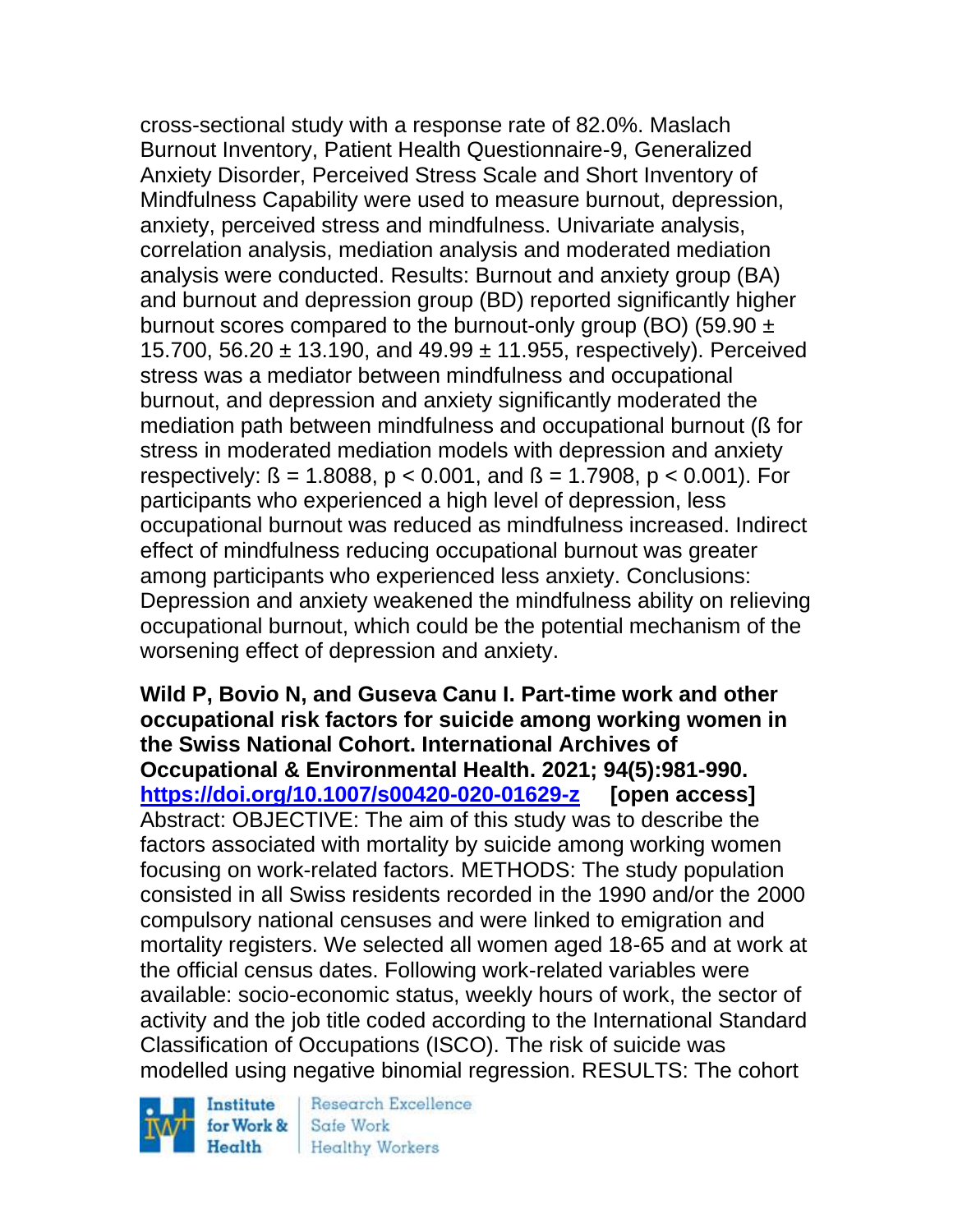cross-sectional study with a response rate of 82.0%. Maslach Burnout Inventory, Patient Health Questionnaire-9, Generalized Anxiety Disorder, Perceived Stress Scale and Short Inventory of Mindfulness Capability were used to measure burnout, depression, anxiety, perceived stress and mindfulness. Univariate analysis, correlation analysis, mediation analysis and moderated mediation analysis were conducted. Results: Burnout and anxiety group (BA) and burnout and depression group (BD) reported significantly higher burnout scores compared to the burnout-only group (BO) ($59.90 \pm 15.700$, $56.20 \pm 13.190$, and $49.99 \pm 11.955$, respectively). Perceived stress was a mediator between mindfulness and occupational burnout, and depression and anxiety significantly moderated the mediation path between mindfulness and occupational burnout (ß for stress in moderated mediation models with depression and anxiety respectively: ß = 1.8088, $p < 0.001$, and ß = 1.7908, $p < 0.001$). For participants who experienced a high level of depression, less occupational burnout was reduced as mindfulness increased. Indirect effect of mindfulness reducing occupational burnout was greater among participants who experienced less anxiety. Conclusions: Depression and anxiety weakened the mindfulness ability on relieving occupational burnout, which could be the potential mechanism of the worsening effect of depression and anxiety.

**Wild P, Bovio N, and Guseva Canu I. Part-time work and other occupational risk factors for suicide among working women in the Swiss National Cohort. International Archives of Occupational & Environmental Health. 2021; 94(5):981-990. https://doi.org/10.1007/s00420-020-01629-z [open access]**
Abstract: OBJECTIVE: The aim of this study was to describe the factors associated with mortality by suicide among working women focusing on work-related factors. METHODS: The study population consisted in all Swiss residents recorded in the 1990 and/or the 2000 compulsory national censuses and were linked to emigration and mortality registers. We selected all women aged 18-65 and at work at the official census dates. Following work-related variables were available: socio-economic status, weekly hours of work, the sector of activity and the job title coded according to the International Standard Classification of Occupations (ISCO). The risk of suicide was modelled using negative binomial regression. RESULTS: The cohort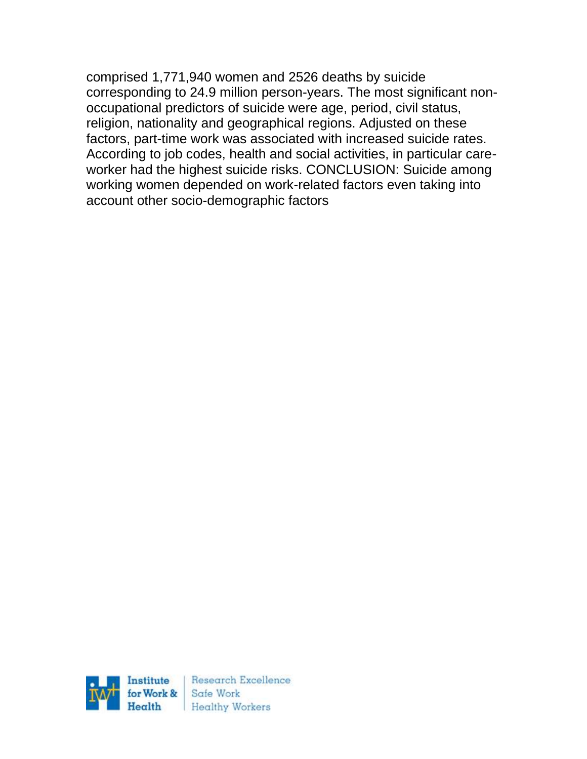comprised 1,771,940 women and 2526 deaths by suicide corresponding to 24.9 million person-years. The most significant non-occupational predictors of suicide were age, period, civil status, religion, nationality and geographical regions. Adjusted on these factors, part-time work was associated with increased suicide rates. According to job codes, health and social activities, in particular care-worker had the highest suicide risks. CONCLUSION: Suicide among working women depended on work-related factors even taking into account other socio-demographic factors